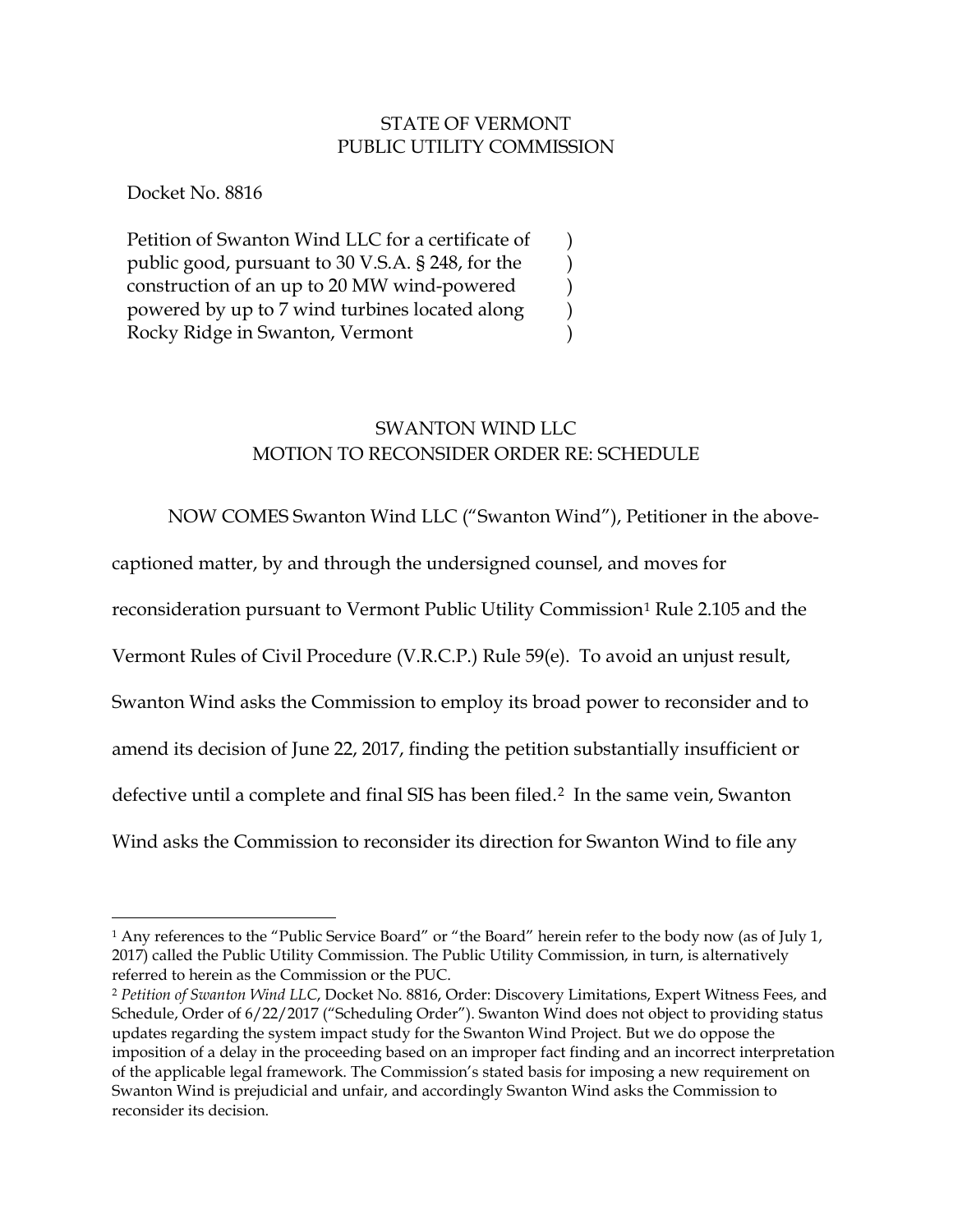STATE OF VERMONT
PUBLIC UTILITY COMMISSION

Docket No. 8816

Petition of Swanton Wind LLC for a certificate of public good, pursuant to 30 V.S.A. § 248, for the construction of an up to 20 MW wind-powered powered by up to 7 wind turbines located along Rocky Ridge in Swanton, Vermont )

## SWANTON WIND LLC
## MOTION TO RECONSIDER ORDER RE: SCHEDULE

NOW COMES Swanton Wind LLC ("Swanton Wind"), Petitioner in the above-captioned matter, by and through the undersigned counsel, and moves for reconsideration pursuant to Vermont Public Utility Commission[1] Rule 2.105 and the Vermont Rules of Civil Procedure (V.R.C.P.) Rule 59(e). To avoid an unjust result, Swanton Wind asks the Commission to employ its broad power to reconsider and to amend its decision of June 22, 2017, finding the petition substantially insufficient or defective until a complete and final SIS has been filed.[2] In the same vein, Swanton Wind asks the Commission to reconsider its direction for Swanton Wind to file any

---

[1] Any references to the "Public Service Board" or "the Board" herein refer to the body now (as of July 1, 2017) called the Public Utility Commission. The Public Utility Commission, in turn, is alternatively referred to herein as the Commission or the PUC.

[2] *Petition of Swanton Wind LLC*, Docket No. 8816, Order: Discovery Limitations, Expert Witness Fees, and Schedule, Order of 6/22/2017 ("Scheduling Order"). Swanton Wind does not object to providing status updates regarding the system impact study for the Swanton Wind Project. But we do oppose the imposition of a delay in the proceeding based on an improper fact finding and an incorrect interpretation of the applicable legal framework. The Commission's stated basis for imposing a new requirement on Swanton Wind is prejudicial and unfair, and accordingly Swanton Wind asks the Commission to reconsider its decision.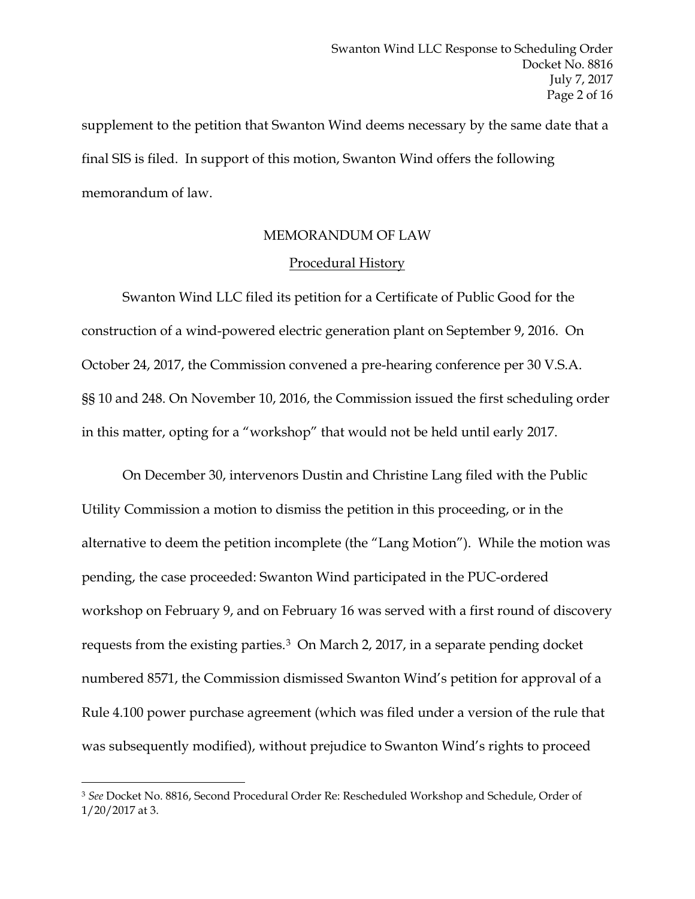supplement to the petition that Swanton Wind deems necessary by the same date that a final SIS is filed. In support of this motion, Swanton Wind offers the following memorandum of law.

## MEMORANDUM OF LAW

### Procedural History

Swanton Wind LLC filed its petition for a Certificate of Public Good for the construction of a wind-powered electric generation plant on September 9, 2016. On October 24, 2017, the Commission convened a pre-hearing conference per 30 V.S.A. §§ 10 and 248. On November 10, 2016, the Commission issued the first scheduling order in this matter, opting for a "workshop" that would not be held until early 2017.

On December 30, intervenors Dustin and Christine Lang filed with the Public Utility Commission a motion to dismiss the petition in this proceeding, or in the alternative to deem the petition incomplete (the "Lang Motion"). While the motion was pending, the case proceeded: Swanton Wind participated in the PUC-ordered workshop on February 9, and on February 16 was served with a first round of discovery requests from the existing parties.[3] On March 2, 2017, in a separate pending docket numbered 8571, the Commission dismissed Swanton Wind's petition for approval of a Rule 4.100 power purchase agreement (which was filed under a version of the rule that was subsequently modified), without prejudice to Swanton Wind's rights to proceed

---

[3] *See* Docket No. 8816, Second Procedural Order Re: Rescheduled Workshop and Schedule, Order of 1/20/2017 at 3.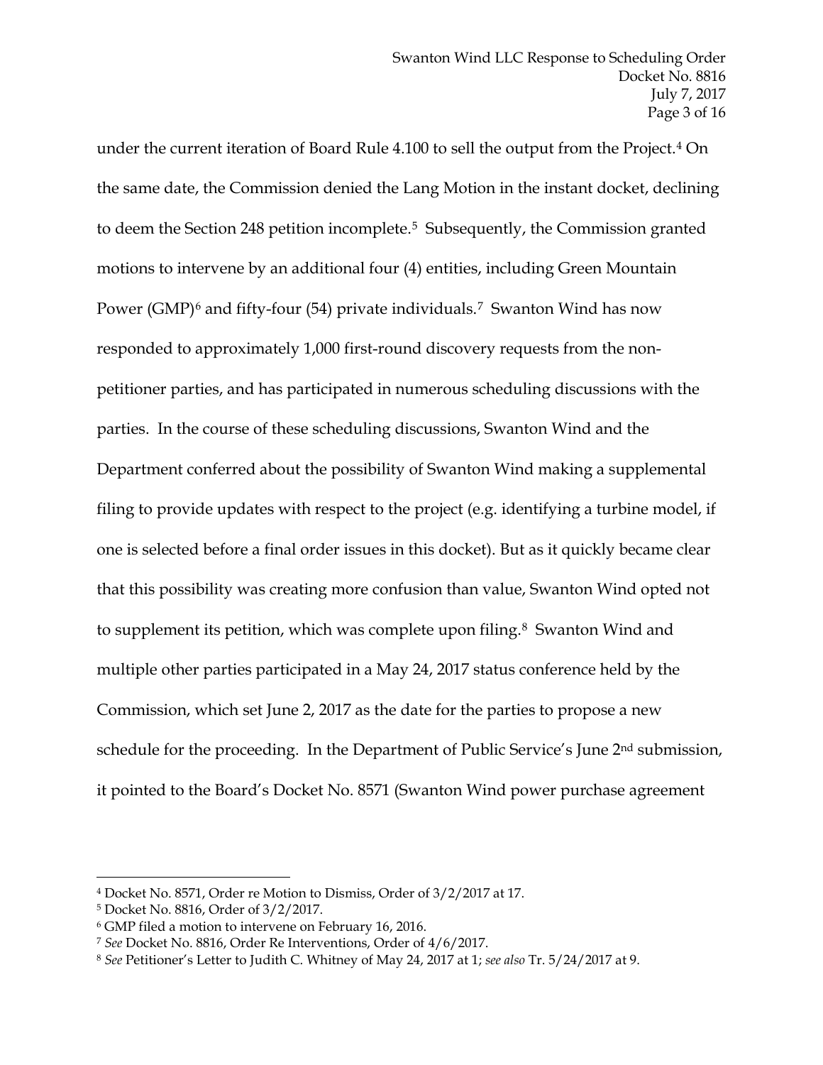under the current iteration of Board Rule 4.100 to sell the output from the Project.[4] On the same date, the Commission denied the Lang Motion in the instant docket, declining to deem the Section 248 petition incomplete.[5] Subsequently, the Commission granted motions to intervene by an additional four (4) entities, including Green Mountain Power (GMP)[6] and fifty-four (54) private individuals.[7] Swanton Wind has now responded to approximately 1,000 first-round discovery requests from the non-petitioner parties, and has participated in numerous scheduling discussions with the parties. In the course of these scheduling discussions, Swanton Wind and the Department conferred about the possibility of Swanton Wind making a supplemental filing to provide updates with respect to the project (e.g. identifying a turbine model, if one is selected before a final order issues in this docket). But as it quickly became clear that this possibility was creating more confusion than value, Swanton Wind opted not to supplement its petition, which was complete upon filing.[8] Swanton Wind and multiple other parties participated in a May 24, 2017 status conference held by the Commission, which set June 2, 2017 as the date for the parties to propose a new schedule for the proceeding. In the Department of Public Service's June 2nd submission, it pointed to the Board's Docket No. 8571 (Swanton Wind power purchase agreement

---

[4] Docket No. 8571, Order re Motion to Dismiss, Order of 3/2/2017 at 17.

[5] Docket No. 8816, Order of 3/2/2017.

[6] GMP filed a motion to intervene on February 16, 2016.

[7] *See* Docket No. 8816, Order Re Interventions, Order of 4/6/2017.

[8] *See* Petitioner's Letter to Judith C. Whitney of May 24, 2017 at 1; *see also* Tr. 5/24/2017 at 9.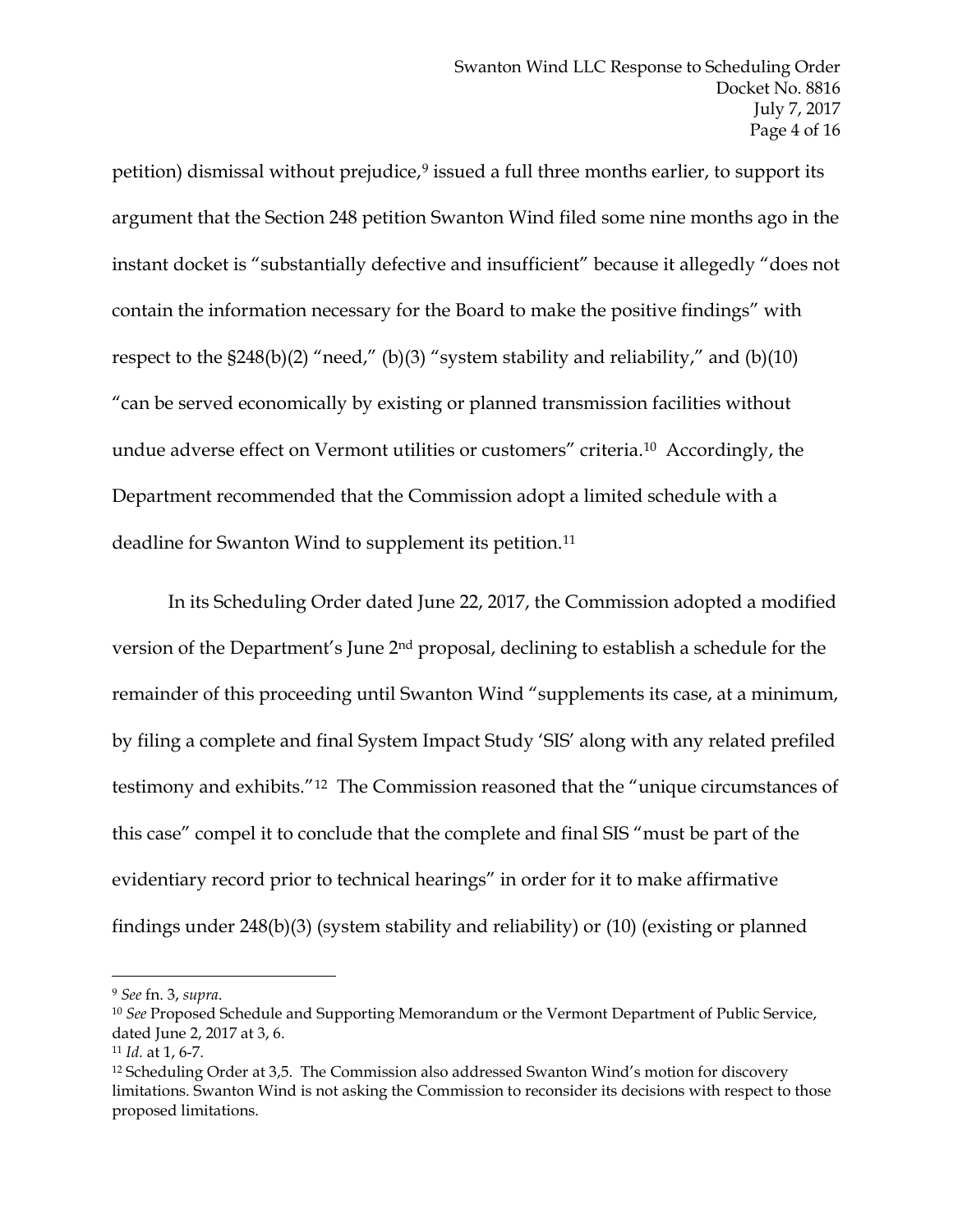petition) dismissal without prejudice,[9] issued a full three months earlier, to support its argument that the Section 248 petition Swanton Wind filed some nine months ago in the instant docket is "substantially defective and insufficient" because it allegedly "does not contain the information necessary for the Board to make the positive findings" with respect to the §248(b)(2) "need," (b)(3) "system stability and reliability," and (b)(10) "can be served economically by existing or planned transmission facilities without undue adverse effect on Vermont utilities or customers" criteria.[10] Accordingly, the Department recommended that the Commission adopt a limited schedule with a deadline for Swanton Wind to supplement its petition.[11]

In its Scheduling Order dated June 22, 2017, the Commission adopted a modified version of the Department's June 2nd proposal, declining to establish a schedule for the remainder of this proceeding until Swanton Wind "supplements its case, at a minimum, by filing a complete and final System Impact Study 'SIS' along with any related prefiled testimony and exhibits."[12] The Commission reasoned that the "unique circumstances of this case" compel it to conclude that the complete and final SIS "must be part of the evidentiary record prior to technical hearings" in order for it to make affirmative findings under 248(b)(3) (system stability and reliability) or (10) (existing or planned

---

[9] *See* fn. 3, *supra*.

[10] *See* Proposed Schedule and Supporting Memorandum or the Vermont Department of Public Service, dated June 2, 2017 at 3, 6.

[11] *Id.* at 1, 6-7.

[12] Scheduling Order at 3,5. The Commission also addressed Swanton Wind's motion for discovery limitations. Swanton Wind is not asking the Commission to reconsider its decisions with respect to those proposed limitations.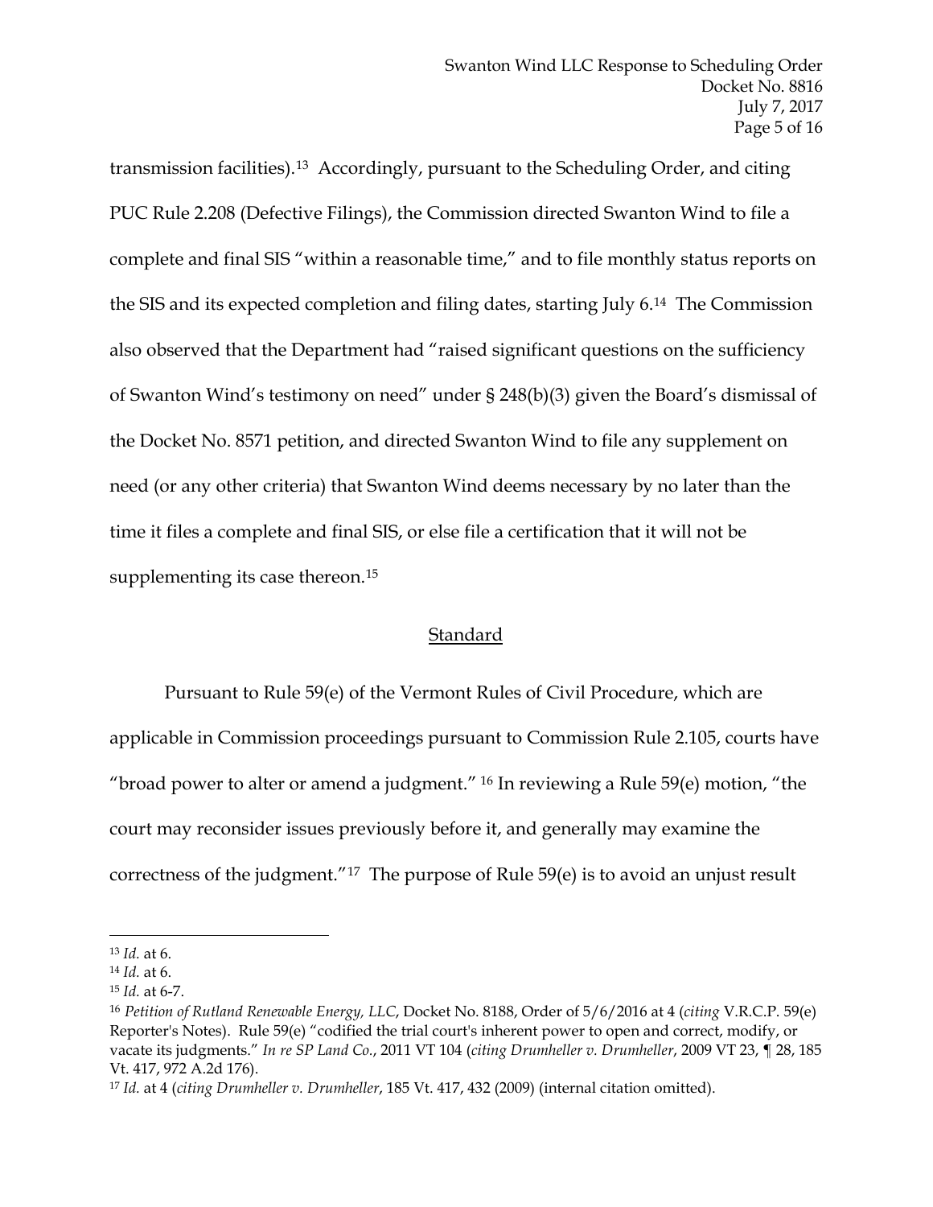transmission facilities).[13] Accordingly, pursuant to the Scheduling Order, and citing PUC Rule 2.208 (Defective Filings), the Commission directed Swanton Wind to file a complete and final SIS "within a reasonable time," and to file monthly status reports on the SIS and its expected completion and filing dates, starting July 6.[14] The Commission also observed that the Department had "raised significant questions on the sufficiency of Swanton Wind's testimony on need" under § 248(b)(3) given the Board's dismissal of the Docket No. 8571 petition, and directed Swanton Wind to file any supplement on need (or any other criteria) that Swanton Wind deems necessary by no later than the time it files a complete and final SIS, or else file a certification that it will not be supplementing its case thereon.[15]

## Standard

Pursuant to Rule 59(e) of the Vermont Rules of Civil Procedure, which are applicable in Commission proceedings pursuant to Commission Rule 2.105, courts have "broad power to alter or amend a judgment." [16] In reviewing a Rule 59(e) motion, "the court may reconsider issues previously before it, and generally may examine the correctness of the judgment."[17] The purpose of Rule 59(e) is to avoid an unjust result

---

[13] *Id.* at 6.

[14] *Id.* at 6.

[15] *Id.* at 6-7.

[16] *Petition of Rutland Renewable Energy, LLC*, Docket No. 8188, Order of 5/6/2016 at 4 (*citing* V.R.C.P. 59(e) Reporter's Notes). Rule 59(e) "codified the trial court's inherent power to open and correct, modify, or vacate its judgments." *In re SP Land Co.*, 2011 VT 104 (*citing Drumheller v. Drumheller*, 2009 VT 23, ¶ 28, 185 Vt. 417, 972 A.2d 176).

[17] *Id.* at 4 (*citing Drumheller v. Drumheller*, 185 Vt. 417, 432 (2009) (internal citation omitted).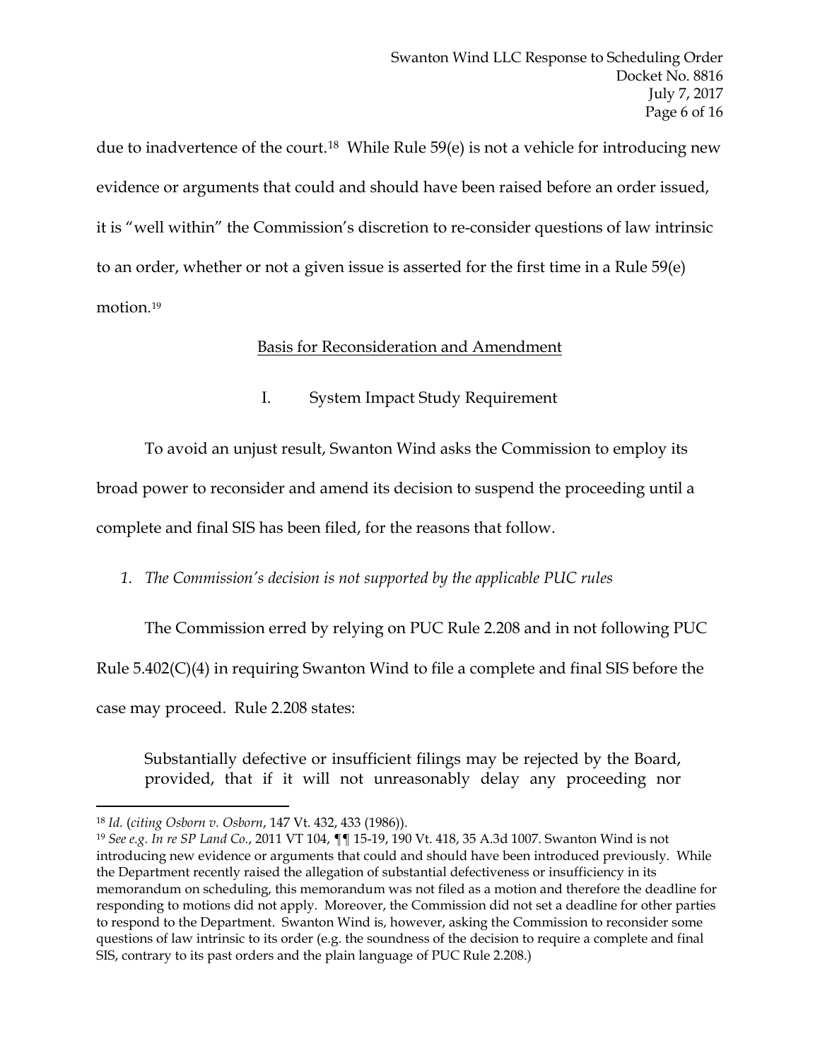due to inadvertence of the court.[18] While Rule 59(e) is not a vehicle for introducing new evidence or arguments that could and should have been raised before an order issued, it is "well within" the Commission's discretion to re-consider questions of law intrinsic to an order, whether or not a given issue is asserted for the first time in a Rule 59(e) motion.[19]

<u>Basis for Reconsideration and Amendment</u>

I. System Impact Study Requirement

To avoid an unjust result, Swanton Wind asks the Commission to employ its broad power to reconsider and amend its decision to suspend the proceeding until a complete and final SIS has been filed, for the reasons that follow.

*1. The Commission's decision is not supported by the applicable PUC rules*

The Commission erred by relying on PUC Rule 2.208 and in not following PUC Rule 5.402(C)(4) in requiring Swanton Wind to file a complete and final SIS before the case may proceed. Rule 2.208 states:

> Substantially defective or insufficient filings may be rejected by the Board, provided, that if it will not unreasonably delay any proceeding nor

---

[18] *Id.* (*citing Osborn v. Osborn*, 147 Vt. 432, 433 (1986)).

[19] *See e.g. In re SP Land Co.*, 2011 VT 104, ¶¶ 15-19, 190 Vt. 418, 35 A.3d 1007. Swanton Wind is not introducing new evidence or arguments that could and should have been introduced previously. While the Department recently raised the allegation of substantial defectiveness or insufficiency in its memorandum on scheduling, this memorandum was not filed as a motion and therefore the deadline for responding to motions did not apply. Moreover, the Commission did not set a deadline for other parties to respond to the Department. Swanton Wind is, however, asking the Commission to reconsider some questions of law intrinsic to its order (e.g. the soundness of the decision to require a complete and final SIS, contrary to its past orders and the plain language of PUC Rule 2.208.)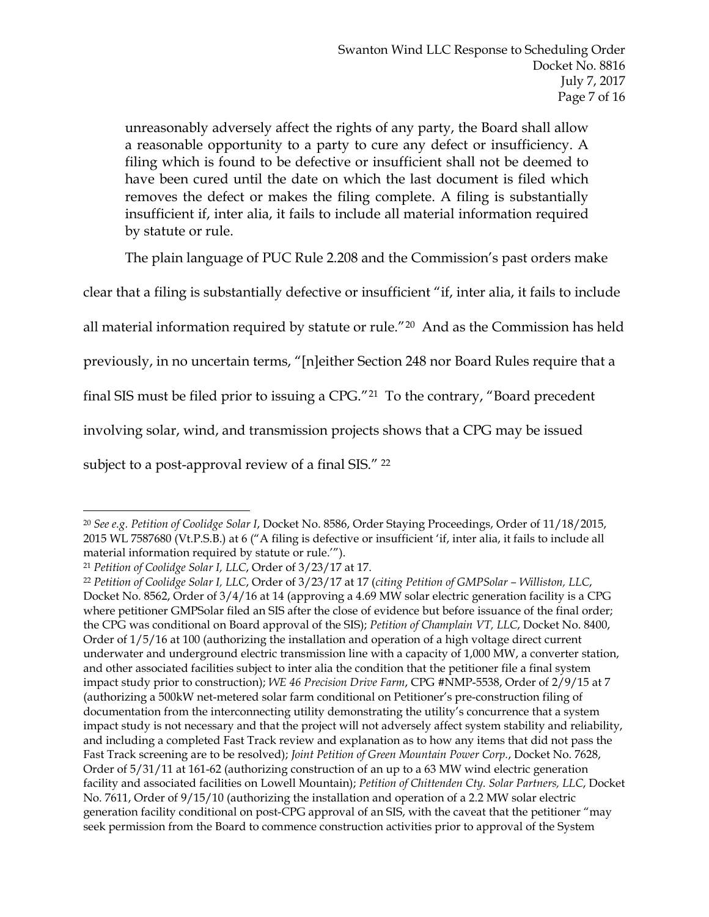> unreasonably adversely affect the rights of any party, the Board shall allow a reasonable opportunity to a party to cure any defect or insufficiency. A filing which is found to be defective or insufficient shall not be deemed to have been cured until the date on which the last document is filed which removes the defect or makes the filing complete. A filing is substantially insufficient if, inter alia, it fails to include all material information required by statute or rule.

The plain language of PUC Rule 2.208 and the Commission's past orders make clear that a filing is substantially defective or insufficient "if, inter alia, it fails to include all material information required by statute or rule."[20] And as the Commission has held previously, in no uncertain terms, "[n]either Section 248 nor Board Rules require that a final SIS must be filed prior to issuing a CPG."[21] To the contrary, "Board precedent involving solar, wind, and transmission projects shows that a CPG may be issued subject to a post-approval review of a final SIS." [22]

---

[20] *See e.g. Petition of Coolidge Solar I*, Docket No. 8586, Order Staying Proceedings, Order of 11/18/2015, 2015 WL 7587680 (Vt.P.S.B.) at 6 ("A filing is defective or insufficient 'if, inter alia, it fails to include all material information required by statute or rule.'").

[21] *Petition of Coolidge Solar I, LLC*, Order of 3/23/17 at 17.

[22] *Petition of Coolidge Solar I, LLC*, Order of 3/23/17 at 17 (*citing Petition of GMPSolar – Williston, LLC*, Docket No. 8562, Order of 3/4/16 at 14 (approving a 4.69 MW solar electric generation facility is a CPG where petitioner GMPSolar filed an SIS after the close of evidence but before issuance of the final order; the CPG was conditional on Board approval of the SIS); *Petition of Champlain VT, LLC*, Docket No. 8400, Order of 1/5/16 at 100 (authorizing the installation and operation of a high voltage direct current underwater and underground electric transmission line with a capacity of 1,000 MW, a converter station, and other associated facilities subject to inter alia the condition that the petitioner file a final system impact study prior to construction); *WE 46 Precision Drive Farm*, CPG #NMP-5538, Order of 2/9/15 at 7 (authorizing a 500kW net-metered solar farm conditional on Petitioner's pre-construction filing of documentation from the interconnecting utility demonstrating the utility's concurrence that a system impact study is not necessary and that the project will not adversely affect system stability and reliability, and including a completed Fast Track review and explanation as to how any items that did not pass the Fast Track screening are to be resolved); *Joint Petition of Green Mountain Power Corp.*, Docket No. 7628, Order of 5/31/11 at 161-62 (authorizing construction of an up to a 63 MW wind electric generation facility and associated facilities on Lowell Mountain); *Petition of Chittenden Cty. Solar Partners, LLC*, Docket No. 7611, Order of 9/15/10 (authorizing the installation and operation of a 2.2 MW solar electric generation facility conditional on post-CPG approval of an SIS, with the caveat that the petitioner "may seek permission from the Board to commence construction activities prior to approval of the System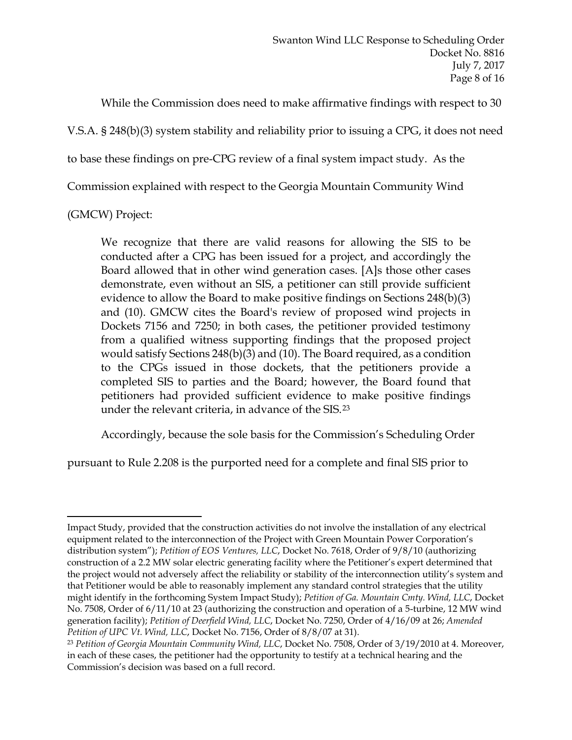While the Commission does need to make affirmative findings with respect to 30 V.S.A. § 248(b)(3) system stability and reliability prior to issuing a CPG, it does not need to base these findings on pre-CPG review of a final system impact study. As the Commission explained with respect to the Georgia Mountain Community Wind (GMCW) Project:

> We recognize that there are valid reasons for allowing the SIS to be conducted after a CPG has been issued for a project, and accordingly the Board allowed that in other wind generation cases. [A]s those other cases demonstrate, even without an SIS, a petitioner can still provide sufficient evidence to allow the Board to make positive findings on Sections 248(b)(3) and (10). GMCW cites the Board's review of proposed wind projects in Dockets 7156 and 7250; in both cases, the petitioner provided testimony from a qualified witness supporting findings that the proposed project would satisfy Sections 248(b)(3) and (10). The Board required, as a condition to the CPGs issued in those dockets, that the petitioners provide a completed SIS to parties and the Board; however, the Board found that petitioners had provided sufficient evidence to make positive findings under the relevant criteria, in advance of the SIS.[23]

Accordingly, because the sole basis for the Commission's Scheduling Order pursuant to Rule 2.208 is the purported need for a complete and final SIS prior to

---

Impact Study, provided that the construction activities do not involve the installation of any electrical equipment related to the interconnection of the Project with Green Mountain Power Corporation's distribution system"); *Petition of EOS Ventures, LLC*, Docket No. 7618, Order of 9/8/10 (authorizing construction of a 2.2 MW solar electric generating facility where the Petitioner's expert determined that the project would not adversely affect the reliability or stability of the interconnection utility's system and that Petitioner would be able to reasonably implement any standard control strategies that the utility might identify in the forthcoming System Impact Study); *Petition of Ga. Mountain Cmty. Wind, LLC*, Docket No. 7508, Order of 6/11/10 at 23 (authorizing the construction and operation of a 5-turbine, 12 MW wind generation facility); *Petition of Deerfield Wind, LLC*, Docket No. 7250, Order of 4/16/09 at 26; *Amended Petition of UPC Vt. Wind, LLC*, Docket No. 7156, Order of 8/8/07 at 31).

[23] *Petition of Georgia Mountain Community Wind, LLC*, Docket No. 7508, Order of 3/19/2010 at 4. Moreover, in each of these cases, the petitioner had the opportunity to testify at a technical hearing and the Commission's decision was based on a full record.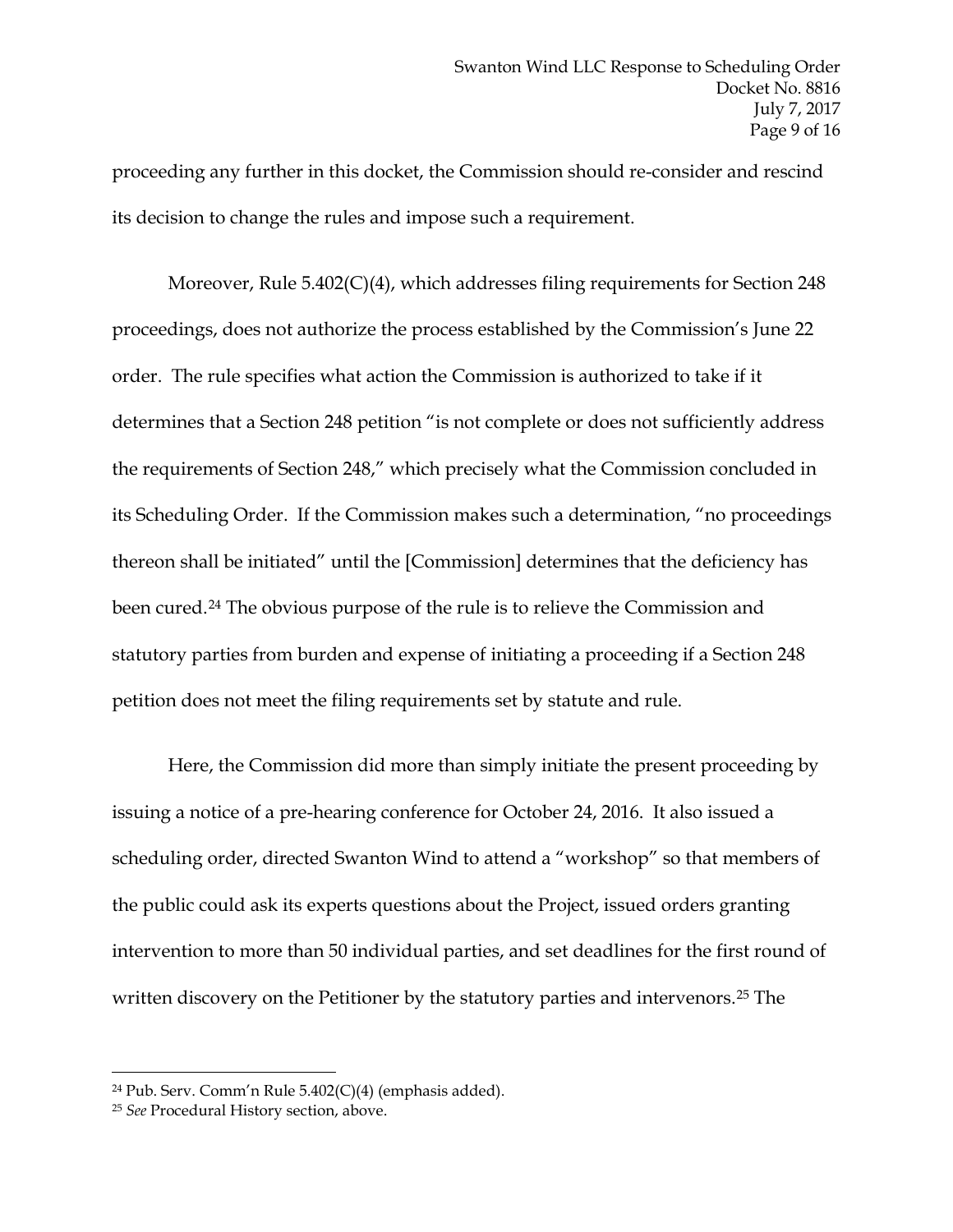proceeding any further in this docket, the Commission should re-consider and rescind its decision to change the rules and impose such a requirement.

Moreover, Rule 5.402(C)(4), which addresses filing requirements for Section 248 proceedings, does not authorize the process established by the Commission's June 22 order. The rule specifies what action the Commission is authorized to take if it determines that a Section 248 petition "is not complete or does not sufficiently address the requirements of Section 248," which precisely what the Commission concluded in its Scheduling Order. If the Commission makes such a determination, "no proceedings thereon shall be initiated" until the [Commission] determines that the deficiency has been cured.[24] The obvious purpose of the rule is to relieve the Commission and statutory parties from burden and expense of initiating a proceeding if a Section 248 petition does not meet the filing requirements set by statute and rule.

Here, the Commission did more than simply initiate the present proceeding by issuing a notice of a pre-hearing conference for October 24, 2016. It also issued a scheduling order, directed Swanton Wind to attend a "workshop" so that members of the public could ask its experts questions about the Project, issued orders granting intervention to more than 50 individual parties, and set deadlines for the first round of written discovery on the Petitioner by the statutory parties and intervenors.[25] The

---

[24] Pub. Serv. Comm'n Rule 5.402(C)(4) (emphasis added).

[25] *See* Procedural History section, above.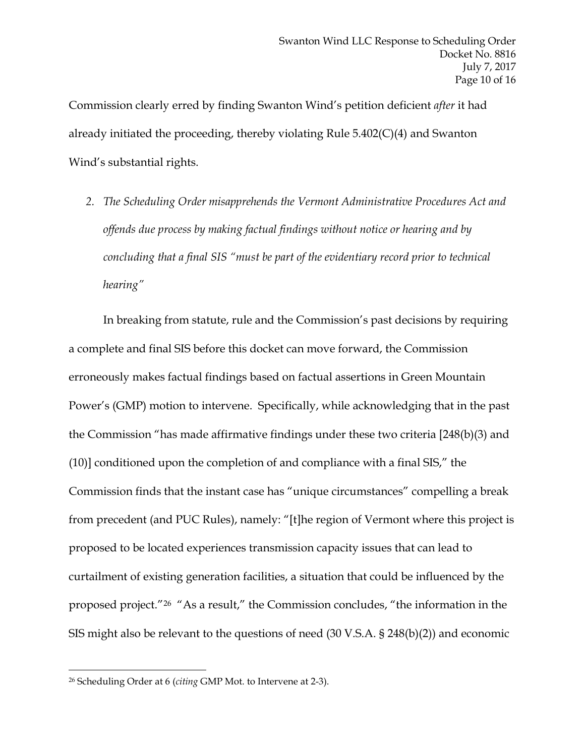Commission clearly erred by finding Swanton Wind's petition deficient *after* it had already initiated the proceeding, thereby violating Rule 5.402(C)(4) and Swanton Wind's substantial rights.

2. *The Scheduling Order misapprehends the Vermont Administrative Procedures Act and offends due process by making factual findings without notice or hearing and by concluding that a final SIS "must be part of the evidentiary record prior to technical hearing"*

In breaking from statute, rule and the Commission's past decisions by requiring a complete and final SIS before this docket can move forward, the Commission erroneously makes factual findings based on factual assertions in Green Mountain Power's (GMP) motion to intervene. Specifically, while acknowledging that in the past the Commission "has made affirmative findings under these two criteria [248(b)(3) and (10)] conditioned upon the completion of and compliance with a final SIS," the Commission finds that the instant case has "unique circumstances" compelling a break from precedent (and PUC Rules), namely: "[t]he region of Vermont where this project is proposed to be located experiences transmission capacity issues that can lead to curtailment of existing generation facilities, a situation that could be influenced by the proposed project."[26] "As a result," the Commission concludes, "the information in the SIS might also be relevant to the questions of need (30 V.S.A. § 248(b)(2)) and economic

---

[26] Scheduling Order at 6 (*citing* GMP Mot. to Intervene at 2-3).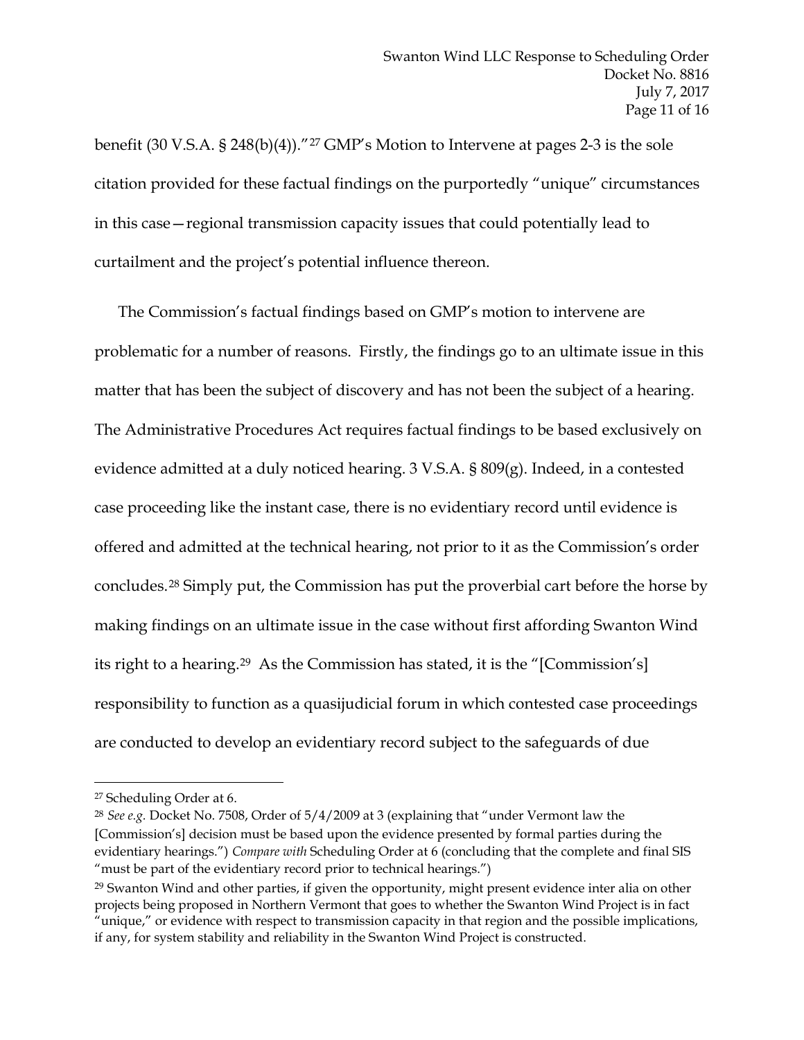benefit (30 V.S.A. § 248(b)(4))."[27] GMP's Motion to Intervene at pages 2-3 is the sole citation provided for these factual findings on the purportedly "unique" circumstances in this case—regional transmission capacity issues that could potentially lead to curtailment and the project's potential influence thereon.

The Commission's factual findings based on GMP's motion to intervene are problematic for a number of reasons. Firstly, the findings go to an ultimate issue in this matter that has been the subject of discovery and has not been the subject of a hearing. The Administrative Procedures Act requires factual findings to be based exclusively on evidence admitted at a duly noticed hearing. 3 V.S.A. § 809(g). Indeed, in a contested case proceeding like the instant case, there is no evidentiary record until evidence is offered and admitted at the technical hearing, not prior to it as the Commission's order concludes.[28] Simply put, the Commission has put the proverbial cart before the horse by making findings on an ultimate issue in the case without first affording Swanton Wind its right to a hearing.[29] As the Commission has stated, it is the "[Commission's] responsibility to function as a quasijudicial forum in which contested case proceedings are conducted to develop an evidentiary record subject to the safeguards of due

---

[27] Scheduling Order at 6.

[28] *See e.g.* Docket No. 7508, Order of 5/4/2009 at 3 (explaining that "under Vermont law the [Commission's] decision must be based upon the evidence presented by formal parties during the evidentiary hearings.") *Compare with* Scheduling Order at 6 (concluding that the complete and final SIS "must be part of the evidentiary record prior to technical hearings.")

[29] Swanton Wind and other parties, if given the opportunity, might present evidence inter alia on other projects being proposed in Northern Vermont that goes to whether the Swanton Wind Project is in fact "unique," or evidence with respect to transmission capacity in that region and the possible implications, if any, for system stability and reliability in the Swanton Wind Project is constructed.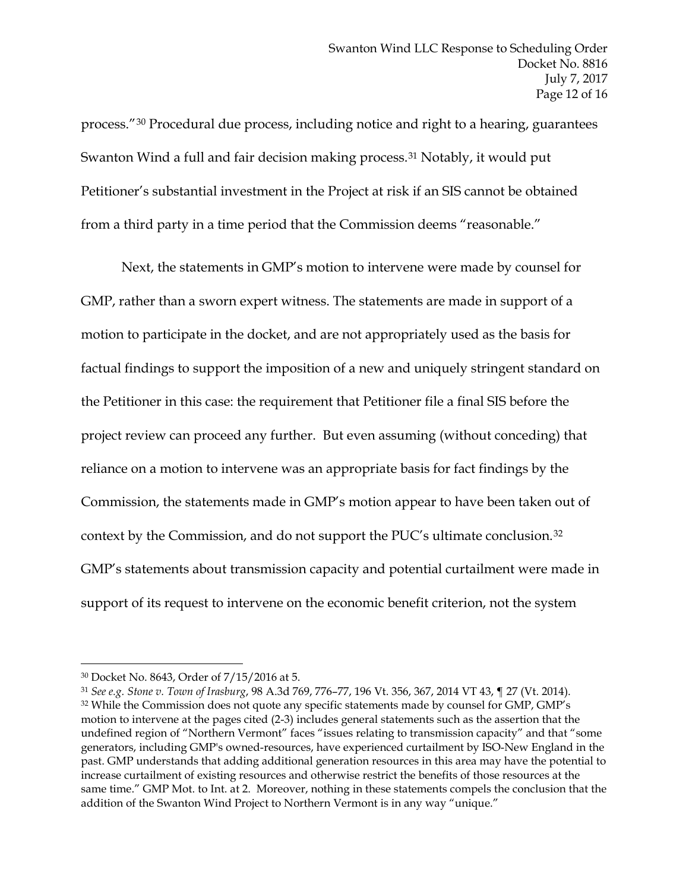process."[30] Procedural due process, including notice and right to a hearing, guarantees Swanton Wind a full and fair decision making process.[31] Notably, it would put Petitioner's substantial investment in the Project at risk if an SIS cannot be obtained from a third party in a time period that the Commission deems "reasonable."

Next, the statements in GMP's motion to intervene were made by counsel for GMP, rather than a sworn expert witness. The statements are made in support of a motion to participate in the docket, and are not appropriately used as the basis for factual findings to support the imposition of a new and uniquely stringent standard on the Petitioner in this case: the requirement that Petitioner file a final SIS before the project review can proceed any further. But even assuming (without conceding) that reliance on a motion to intervene was an appropriate basis for fact findings by the Commission, the statements made in GMP's motion appear to have been taken out of context by the Commission, and do not support the PUC's ultimate conclusion.[32] GMP's statements about transmission capacity and potential curtailment were made in support of its request to intervene on the economic benefit criterion, not the system

---

[30] Docket No. 8643, Order of 7/15/2016 at 5.

[31] *See e.g. Stone v. Town of Irasburg*, 98 A.3d 769, 776–77, 196 Vt. 356, 367, 2014 VT 43, ¶ 27 (Vt. 2014).

[32] While the Commission does not quote any specific statements made by counsel for GMP, GMP's motion to intervene at the pages cited (2-3) includes general statements such as the assertion that the undefined region of "Northern Vermont" faces "issues relating to transmission capacity" and that "some generators, including GMP's owned-resources, have experienced curtailment by ISO-New England in the past. GMP understands that adding additional generation resources in this area may have the potential to increase curtailment of existing resources and otherwise restrict the benefits of those resources at the same time." GMP Mot. to Int. at 2. Moreover, nothing in these statements compels the conclusion that the addition of the Swanton Wind Project to Northern Vermont is in any way "unique."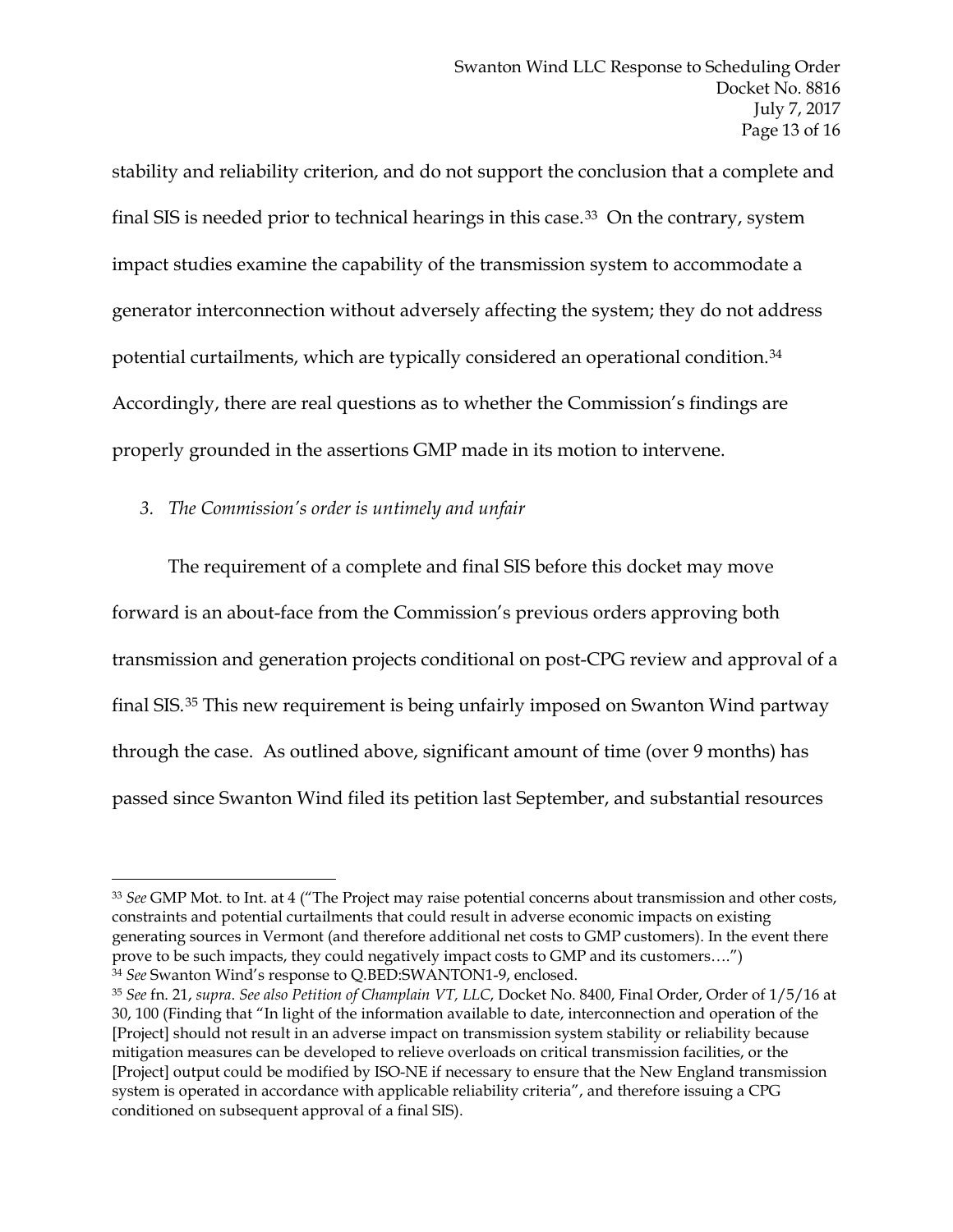stability and reliability criterion, and do not support the conclusion that a complete and final SIS is needed prior to technical hearings in this case.[33] On the contrary, system impact studies examine the capability of the transmission system to accommodate a generator interconnection without adversely affecting the system; they do not address potential curtailments, which are typically considered an operational condition.[34] Accordingly, there are real questions as to whether the Commission's findings are properly grounded in the assertions GMP made in its motion to intervene.

*3. The Commission's order is untimely and unfair*

The requirement of a complete and final SIS before this docket may move forward is an about-face from the Commission's previous orders approving both transmission and generation projects conditional on post-CPG review and approval of a final SIS.[35] This new requirement is being unfairly imposed on Swanton Wind partway through the case. As outlined above, significant amount of time (over 9 months) has passed since Swanton Wind filed its petition last September, and substantial resources

---

[33] *See* GMP Mot. to Int. at 4 ("The Project may raise potential concerns about transmission and other costs, constraints and potential curtailments that could result in adverse economic impacts on existing generating sources in Vermont (and therefore additional net costs to GMP customers). In the event there prove to be such impacts, they could negatively impact costs to GMP and its customers….")

[34] *See* Swanton Wind's response to Q.BED:SWANTON1-9, enclosed.

[35] *See* fn. 21, *supra*. *See also Petition of Champlain VT, LLC*, Docket No. 8400, Final Order, Order of 1/5/16 at 30, 100 (Finding that "In light of the information available to date, interconnection and operation of the [Project] should not result in an adverse impact on transmission system stability or reliability because mitigation measures can be developed to relieve overloads on critical transmission facilities, or the [Project] output could be modified by ISO-NE if necessary to ensure that the New England transmission system is operated in accordance with applicable reliability criteria", and therefore issuing a CPG conditioned on subsequent approval of a final SIS).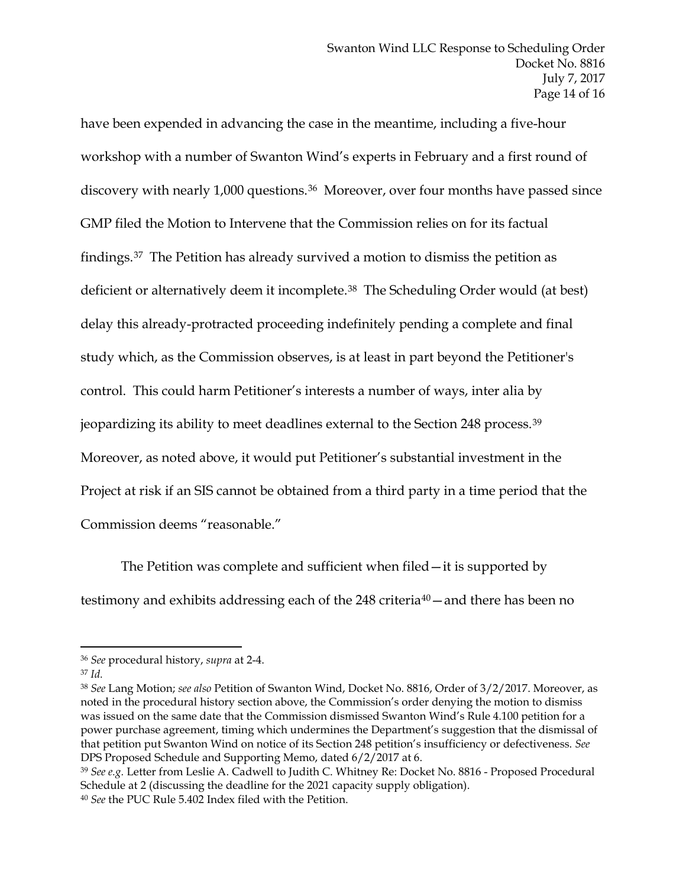have been expended in advancing the case in the meantime, including a five-hour workshop with a number of Swanton Wind's experts in February and a first round of discovery with nearly 1,000 questions.[36] Moreover, over four months have passed since GMP filed the Motion to Intervene that the Commission relies on for its factual findings.[37] The Petition has already survived a motion to dismiss the petition as deficient or alternatively deem it incomplete.[38] The Scheduling Order would (at best) delay this already-protracted proceeding indefinitely pending a complete and final study which, as the Commission observes, is at least in part beyond the Petitioner's control. This could harm Petitioner's interests a number of ways, inter alia by jeopardizing its ability to meet deadlines external to the Section 248 process.[39] Moreover, as noted above, it would put Petitioner's substantial investment in the Project at risk if an SIS cannot be obtained from a third party in a time period that the Commission deems "reasonable."

The Petition was complete and sufficient when filed—it is supported by testimony and exhibits addressing each of the 248 criteria[40]—and there has been no

---

[36] *See* procedural history, *supra* at 2-4.

[37] *Id.*

[38] *See* Lang Motion; *see also* Petition of Swanton Wind, Docket No. 8816, Order of 3/2/2017. Moreover, as noted in the procedural history section above, the Commission's order denying the motion to dismiss was issued on the same date that the Commission dismissed Swanton Wind's Rule 4.100 petition for a power purchase agreement, timing which undermines the Department's suggestion that the dismissal of that petition put Swanton Wind on notice of its Section 248 petition's insufficiency or defectiveness. *See* DPS Proposed Schedule and Supporting Memo, dated 6/2/2017 at 6.

[39] *See e.g.* Letter from Leslie A. Cadwell to Judith C. Whitney Re: Docket No. 8816 - Proposed Procedural Schedule at 2 (discussing the deadline for the 2021 capacity supply obligation).

[40] *See* the PUC Rule 5.402 Index filed with the Petition.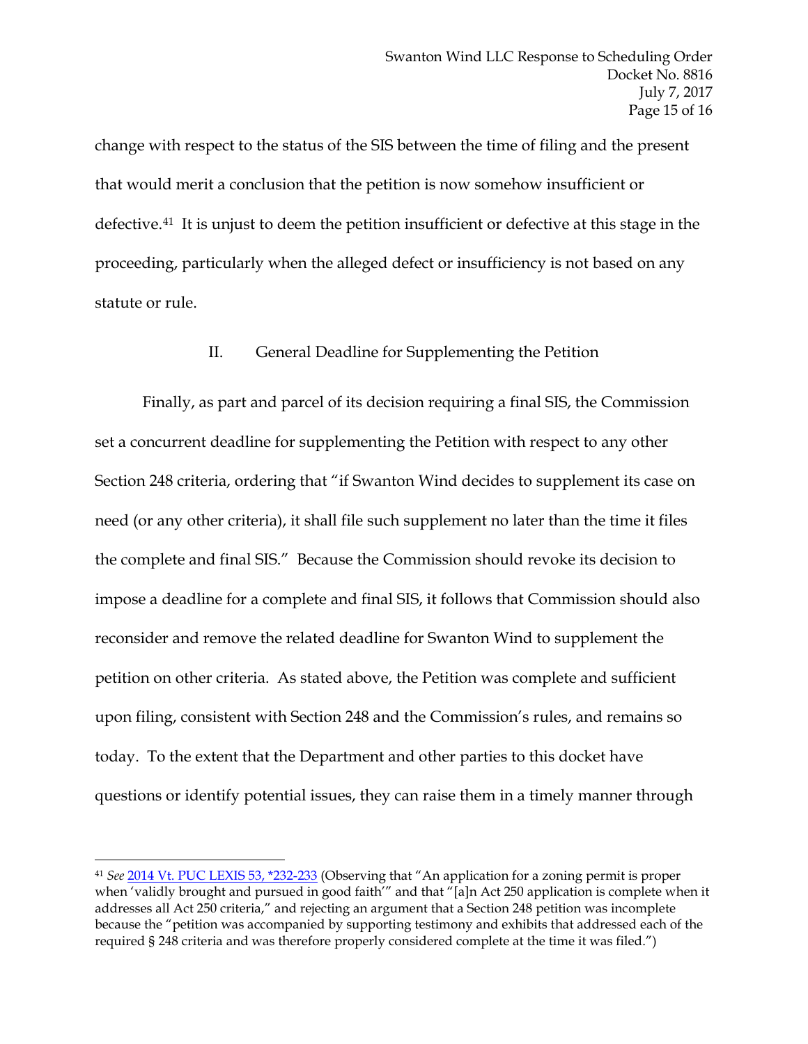change with respect to the status of the SIS between the time of filing and the present that would merit a conclusion that the petition is now somehow insufficient or defective.[41] It is unjust to deem the petition insufficient or defective at this stage in the proceeding, particularly when the alleged defect or insufficiency is not based on any statute or rule.

## II. General Deadline for Supplementing the Petition

Finally, as part and parcel of its decision requiring a final SIS, the Commission set a concurrent deadline for supplementing the Petition with respect to any other Section 248 criteria, ordering that "if Swanton Wind decides to supplement its case on need (or any other criteria), it shall file such supplement no later than the time it files the complete and final SIS." Because the Commission should revoke its decision to impose a deadline for a complete and final SIS, it follows that Commission should also reconsider and remove the related deadline for Swanton Wind to supplement the petition on other criteria. As stated above, the Petition was complete and sufficient upon filing, consistent with Section 248 and the Commission's rules, and remains so today. To the extent that the Department and other parties to this docket have questions or identify potential issues, they can raise them in a timely manner through

---

[41] *See* 2014 Vt. PUC LEXIS 53, *232-233 (Observing that "An application for a zoning permit is proper when 'validly brought and pursued in good faith'" and that "[a]n Act 250 application is complete when it addresses all Act 250 criteria," and rejecting an argument that a Section 248 petition was incomplete because the "petition was accompanied by supporting testimony and exhibits that addressed each of the required § 248 criteria and was therefore properly considered complete at the time it was filed.")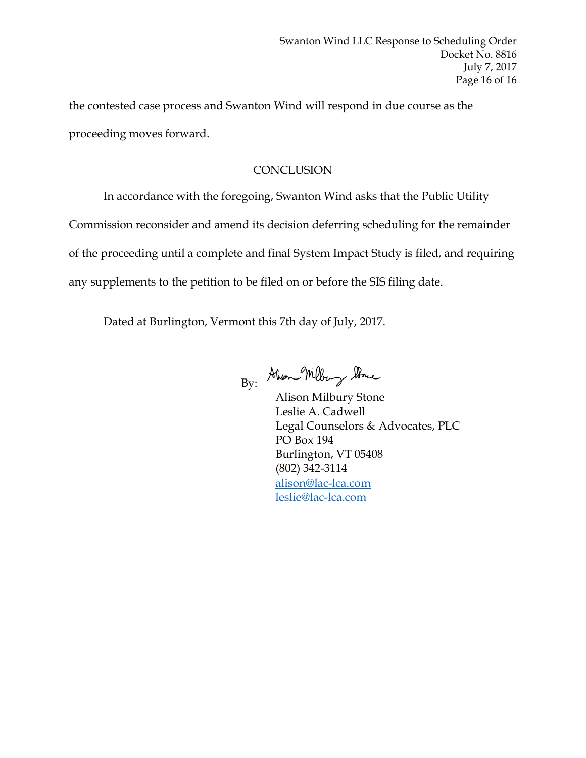the contested case process and Swanton Wind will respond in due course as the proceeding moves forward.

## CONCLUSION

In accordance with the foregoing, Swanton Wind asks that the Public Utility Commission reconsider and amend its decision deferring scheduling for the remainder of the proceeding until a complete and final System Impact Study is filed, and requiring any supplements to the petition to be filed on or before the SIS filing date.

Dated at Burlington, Vermont this 7th day of July, 2017.

By: Alison Milbury Stone

Alison Milbury Stone
Leslie A. Cadwell
Legal Counselors & Advocates, PLC
PO Box 194
Burlington, VT 05408
(802) 342-3114
alison@lac-lca.com
leslie@lac-lca.com